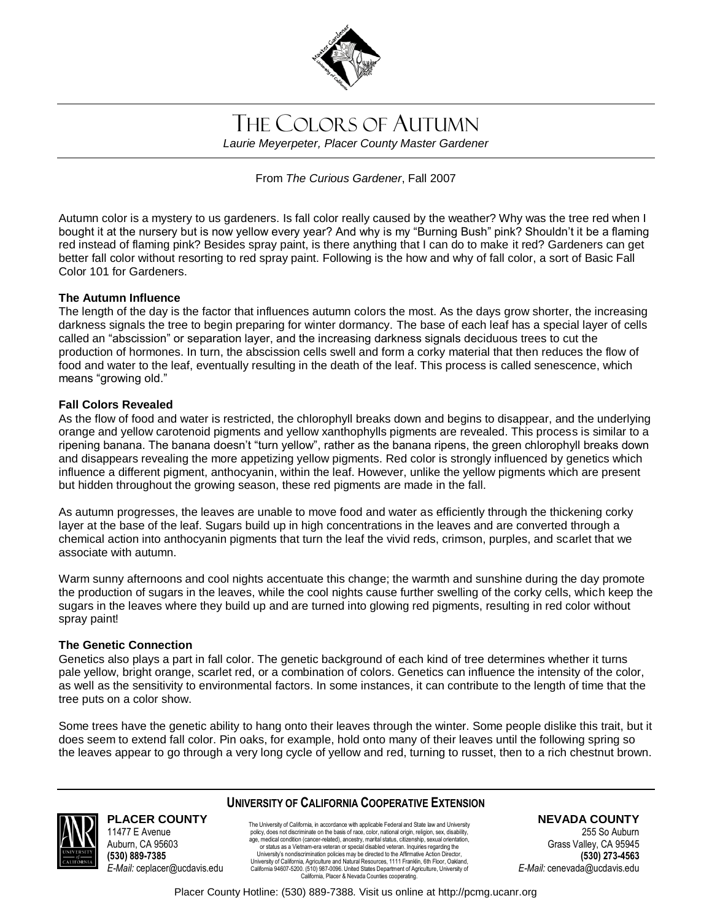# The Colors of Autumn

*Laurie Meyerpeter, Placer County Master Gardener*

From *The Curious Gardener*, Fall 2007

Autumn color is a mystery to us gardeners. Is fall color really caused by the weather? Why was the tree red when I bought it at the nursery but is now yellow every year? And why is my "Burning Bush" pink? Shouldn't it be a flaming red instead of flaming pink? Besides spray paint, is there anything that I can do to make it red? Gardeners can get better fall color without resorting to red spray paint. Following is the how and why of fall color, a sort of Basic Fall Color 101 for Gardeners.

**The Autumn Influence**

The length of the day is the factor that influences autumn colors the most. As the days grow shorter, the increasing darkness signals the tree to begin preparing for winter dormancy. The base of each leaf has a special layer of cells called an "abscission" or separation layer, and the increasing darkness signals deciduous trees to cut the production of hormones. In turn, the abscission cells swell and form a corky material that then reduces the flow of food and water to the leaf, eventually resulting in the death of the leaf. This process is called senescence, which means "growing old."

**Fall Colors Revealed**

As the flow of food and water is restricted, the chlorophyll breaks down and begins to disappear, and the underlying orange and yellow carotenoid pigments and yellow xanthophylls pigments are revealed. This process is similar to a ripening banana. The banana doesn't "turn yellow", rather as the banana ripens, the green chlorophyll breaks down and disappears revealing the more appetizing yellow pigments. Red color is strongly influenced by genetics which influence a different pigment, anthocyanin, within the leaf. However, unlike the yellow pigments which are present but hidden throughout the growing season, these red pigments are made in the fall.

As autumn progresses, the leaves are unable to move food and water as efficiently through the thickening corky layer at the base of the leaf. Sugars build up in high concentrations in the leaves and are converted through a chemical action into anthocyanin pigments that turn the leaf the vivid reds, crimson, purples, and scarlet that we associate with autumn.

Warm sunny afternoons and cool nights accentuate this change; the warmth and sunshine during the day promote the production of sugars in the leaves, while the cool nights cause further swelling of the corky cells, which keep the sugars in the leaves where they build up and are turned into glowing red pigments, resulting in red color without spray paint!

**The Genetic Connection**

Genetics also plays a part in fall color. The genetic background of each kind of tree determines whether it turns pale yellow, bright orange, scarlet red, or a combination of colors. Genetics can influence the intensity of the color, as well as the sensitivity to environmental factors. In some instances, it can contribute to the length of time that the tree puts on a color show.

Some trees have the genetic ability to hang onto their leaves through the winter. Some people dislike this trait, but it does seem to extend fall color. Pin oaks, for example, hold onto many of their leaves until the following spring so the leaves appear to go through a very long cycle of yellow and red, turning to russet, then to a rich chestnut brown.

**University of California Cooperative Extension**

**PLACER COUNTY**
11477 E Avenue
Auburn, CA 95603
**(530) 889-7385**
*E-Mail:* ceplacer@ucdavis.edu

The University of California, in accordance with applicable Federal and State law and University policy, does not discriminate on the basis of race, color, national origin, religion, sex, disability, age, medical condition (cancer-related), ancestry, marital status, citizenship, sexual orientation, or status as a Vietnam-era veteran or special disabled veteran. Inquiries regarding the University's nondiscrimination policies may be directed to the Affirmative Action Director, University of California, Agriculture and Natural Resources, 1111 Franklin, 6th Floor, Oakland, California 94607-5200. (510) 987-0096. United States Department of Agriculture, University of California, Placer & Nevada Counties cooperating.

**NEVADA COUNTY**
255 So Auburn
Grass Valley, CA 95945
**(530) 273-4563**
*E-Mail:* cenevada@ucdavis.edu

Placer County Hotline: (530) 889-7388. Visit us online at http://pcmg.ucanr.org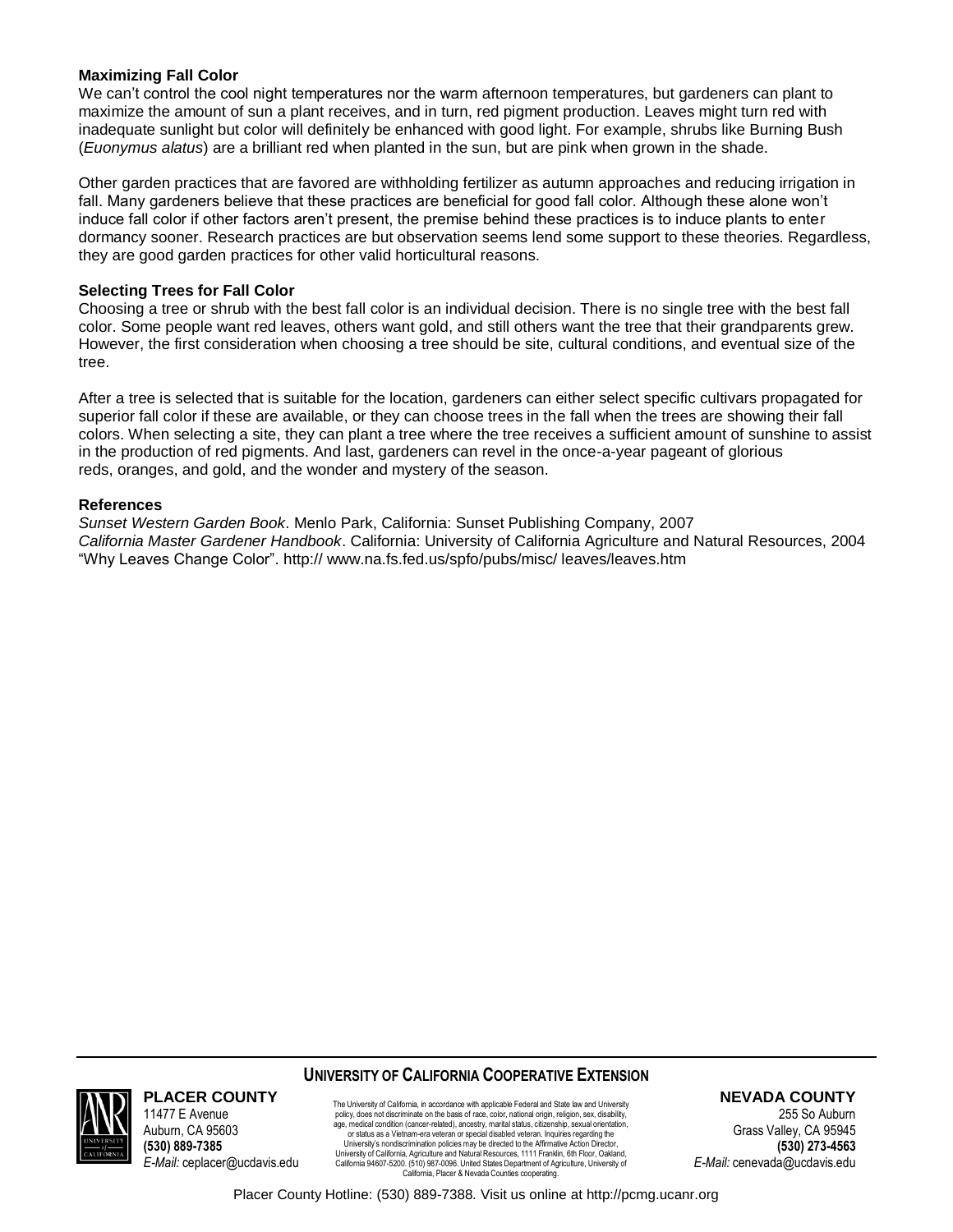**Maximizing Fall Color**

We can't control the cool night temperatures nor the warm afternoon temperatures, but gardeners can plant to maximize the amount of sun a plant receives, and in turn, red pigment production. Leaves might turn red with inadequate sunlight but color will definitely be enhanced with good light. For example, shrubs like Burning Bush (*Euonymus alatus*) are a brilliant red when planted in the sun, but are pink when grown in the shade.

Other garden practices that are favored are withholding fertilizer as autumn approaches and reducing irrigation in fall. Many gardeners believe that these practices are beneficial for good fall color. Although these alone won't induce fall color if other factors aren't present, the premise behind these practices is to induce plants to enter dormancy sooner. Research practices are but observation seems lend some support to these theories. Regardless, they are good garden practices for other valid horticultural reasons.

**Selecting Trees for Fall Color**

Choosing a tree or shrub with the best fall color is an individual decision. There is no single tree with the best fall color. Some people want red leaves, others want gold, and still others want the tree that their grandparents grew. However, the first consideration when choosing a tree should be site, cultural conditions, and eventual size of the tree.

After a tree is selected that is suitable for the location, gardeners can either select specific cultivars propagated for superior fall color if these are available, or they can choose trees in the fall when the trees are showing their fall colors. When selecting a site, they can plant a tree where the tree receives a sufficient amount of sunshine to assist in the production of red pigments. And last, gardeners can revel in the once-a-year pageant of glorious reds, oranges, and gold, and the wonder and mystery of the season.

**References**

*Sunset Western Garden Book*. Menlo Park, California: Sunset Publishing Company, 2007
*California Master Gardener Handbook*. California: University of California Agriculture and Natural Resources, 2004
"Why Leaves Change Color". http:// www.na.fs.fed.us/spfo/pubs/misc/ leaves/leaves.htm

**UNIVERSITY OF CALIFORNIA COOPERATIVE EXTENSION**

**PLACER COUNTY**
11477 E Avenue
Auburn, CA 95603
**(530) 889-7385**
*E-Mail:* ceplacer@ucdavis.edu

The University of California, in accordance with applicable Federal and State law and University policy, does not discriminate on the basis of race, color, national origin, religion, sex, disability, age, medical condition (cancer-related), ancestry, marital status, citizenship, sexual orientation, or status as a Vietnam-era veteran or special disabled veteran. Inquiries regarding the University's nondiscrimination policies may be directed to the Affirmative Action Director, University of California, Agriculture and Natural Resources, 1111 Franklin, 6th Floor, Oakland, California 94607-5200. (510) 987-0096. United States Department of Agriculture, University of California, Placer & Nevada Counties cooperating.

**NEVADA COUNTY**
255 So Auburn
Grass Valley, CA 95945
**(530) 273-4563**
*E-Mail:* cenevada@ucdavis.edu

Placer County Hotline: (530) 889-7388. Visit us online at http://pcmg.ucanr.org